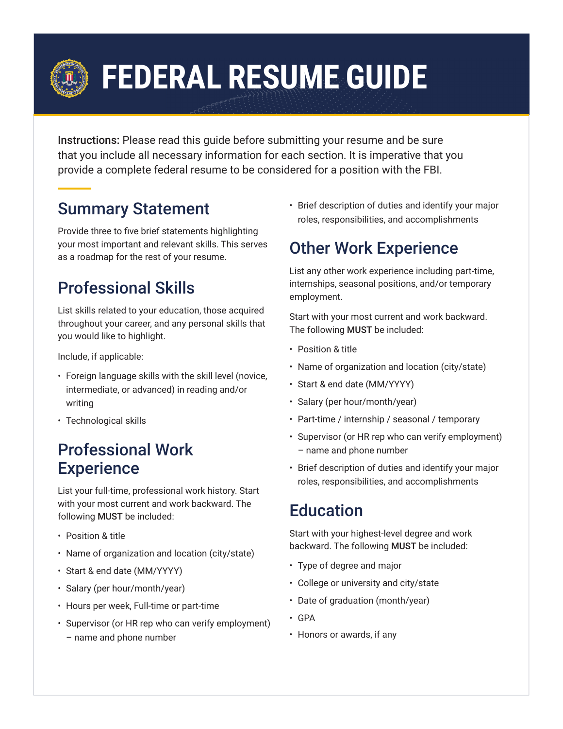# FEDERAL RESUME GUIDE

**Instructions:** Please read this guide before submitting your resume and be sure that you include all necessary information for each section. It is imperative that you provide a complete federal resume to be considered for a position with the FBI.

## Summary Statement

Provide three to five brief statements highlighting your most important and relevant skills. This serves as a roadmap for the rest of your resume.

## Professional Skills

List skills related to your education, those acquired throughout your career, and any personal skills that you would like to highlight.

Include, if applicable:

- Foreign language skills with the skill level (novice, intermediate, or advanced) in reading and/or writing
- Technological skills

## Professional Work Experience

List your full-time, professional work history. Start with your most current and work backward. The following **MUST** be included:

- Position & title
- Name of organization and location (city/state)
- Start & end date (MM/YYYY)
- Salary (per hour/month/year)
- Hours per week, Full-time or part-time
- Supervisor (or HR rep who can verify employment) – name and phone number
- Brief description of duties and identify your major roles, responsibilities, and accomplishments

## Other Work Experience

List any other work experience including part-time, internships, seasonal positions, and/or temporary employment.

Start with your most current and work backward. The following **MUST** be included:

- Position & title
- Name of organization and location (city/state)
- Start & end date (MM/YYYY)
- Salary (per hour/month/year)
- Part-time / internship / seasonal / temporary
- Supervisor (or HR rep who can verify employment) – name and phone number
- Brief description of duties and identify your major roles, responsibilities, and accomplishments

## Education

Start with your highest-level degree and work backward. The following **MUST** be included:

- Type of degree and major
- College or university and city/state
- Date of graduation (month/year)
- GPA
- Honors or awards, if any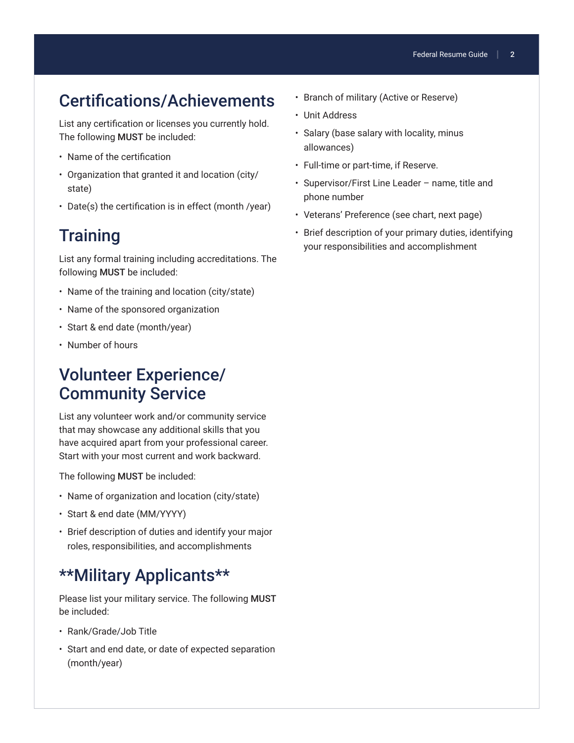## Certifications/Achievements

List any certification or licenses you currently hold. The following **MUST** be included:

- Name of the certification
- Organization that granted it and location (city/state)
- Date(s) the certification is in effect (month /year)

## Training

List any formal training including accreditations. The following **MUST** be included:

- Name of the training and location (city/state)
- Name of the sponsored organization
- Start & end date (month/year)
- Number of hours

## Volunteer Experience/ Community Service

List any volunteer work and/or community service that may showcase any additional skills that you have acquired apart from your professional career. Start with your most current and work backward.

The following **MUST** be included:

- Name of organization and location (city/state)
- Start & end date (MM/YYYY)
- Brief description of duties and identify your major roles, responsibilities, and accomplishments

## **Military Applicants**

Please list your military service. The following **MUST** be included:

- Rank/Grade/Job Title
- Start and end date, or date of expected separation (month/year)
- Branch of military (Active or Reserve)
- Unit Address
- Salary (base salary with locality, minus allowances)
- Full-time or part-time, if Reserve.
- Supervisor/First Line Leader – name, title and phone number
- Veterans' Preference (see chart, next page)
- Brief description of your primary duties, identifying your responsibilities and accomplishment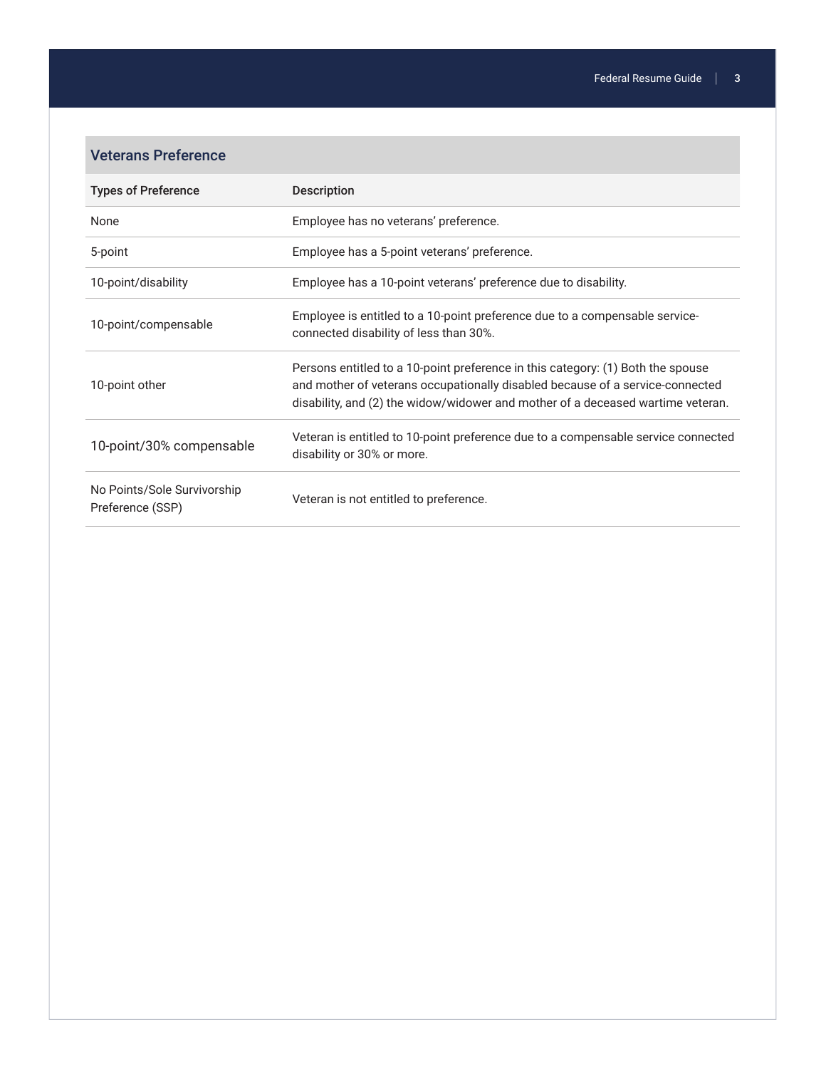## Veterans Preference

| Types of Preference | Description |
|---|---|
| None | Employee has no veterans' preference. |
| 5-point | Employee has a 5-point veterans' preference. |
| 10-point/disability | Employee has a 10-point veterans' preference due to disability. |
| 10-point/compensable | Employee is entitled to a 10-point preference due to a compensable service-connected disability of less than 30%. |
| 10-point other | Persons entitled to a 10-point preference in this category: (1) Both the spouse and mother of veterans occupationally disabled because of a service-connected disability, and (2) the widow/widower and mother of a deceased wartime veteran. |
| 10-point/30% compensable | Veteran is entitled to 10-point preference due to a compensable service connected disability or 30% or more. |
| No Points/Sole Survivorship Preference (SSP) | Veteran is not entitled to preference. |